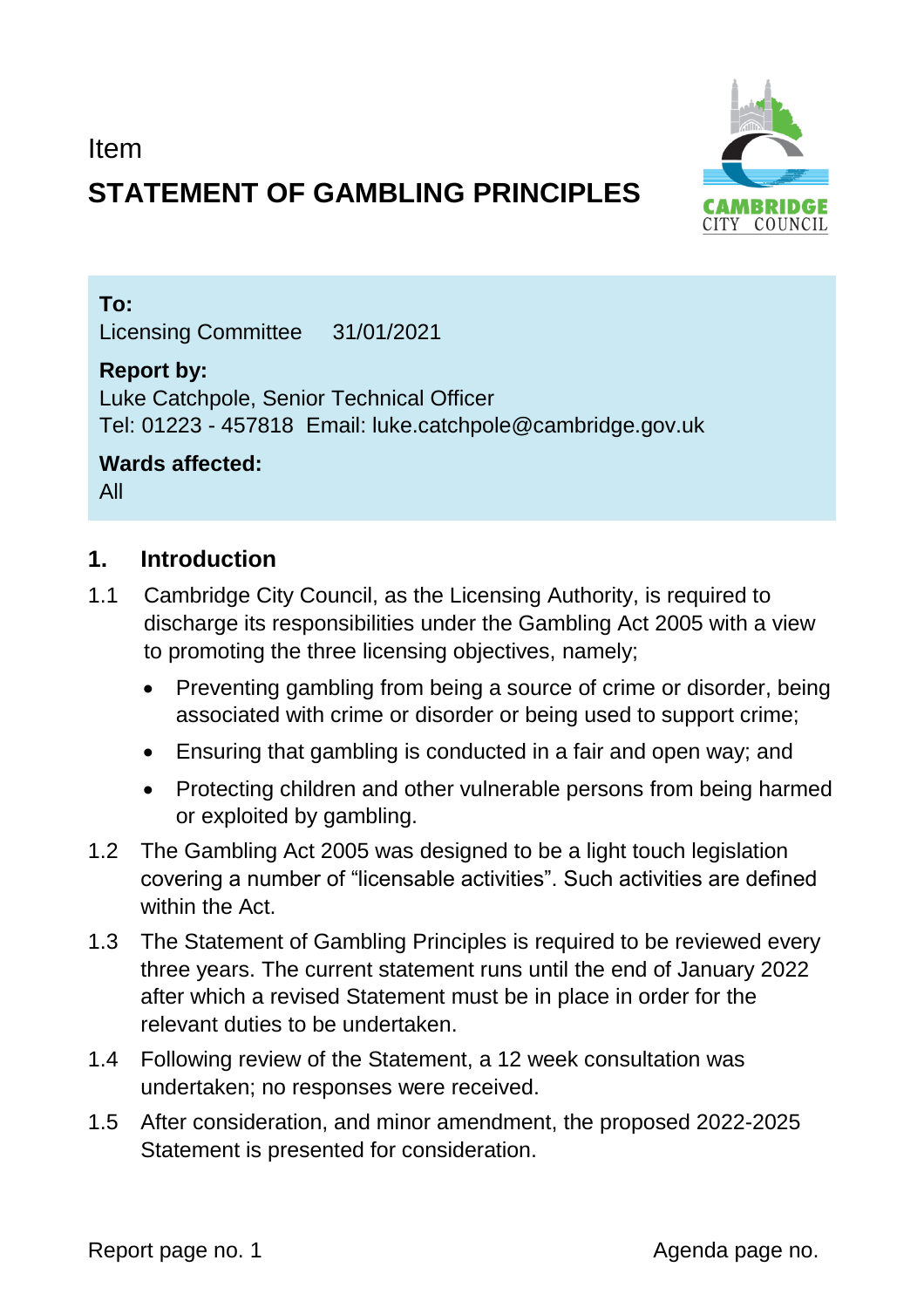Item

# STATEMENT OF GAMBLING PRINCIPLES

**To:**
Licensing Committee 31/01/2021

**Report by:**
Luke Catchpole, Senior Technical Officer
Tel: 01223 - 457818 Email: luke.catchpole@cambridge.gov.uk

**Wards affected:**
All

## 1. Introduction

1.1 Cambridge City Council, as the Licensing Authority, is required to discharge its responsibilities under the Gambling Act 2005 with a view to promoting the three licensing objectives, namely;

- Preventing gambling from being a source of crime or disorder, being associated with crime or disorder or being used to support crime;
- Ensuring that gambling is conducted in a fair and open way; and
- Protecting children and other vulnerable persons from being harmed or exploited by gambling.

1.2 The Gambling Act 2005 was designed to be a light touch legislation covering a number of "licensable activities". Such activities are defined within the Act.

1.3 The Statement of Gambling Principles is required to be reviewed every three years. The current statement runs until the end of January 2022 after which a revised Statement must be in place in order for the relevant duties to be undertaken.

1.4 Following review of the Statement, a 12 week consultation was undertaken; no responses were received.

1.5 After consideration, and minor amendment, the proposed 2022-2025 Statement is presented for consideration.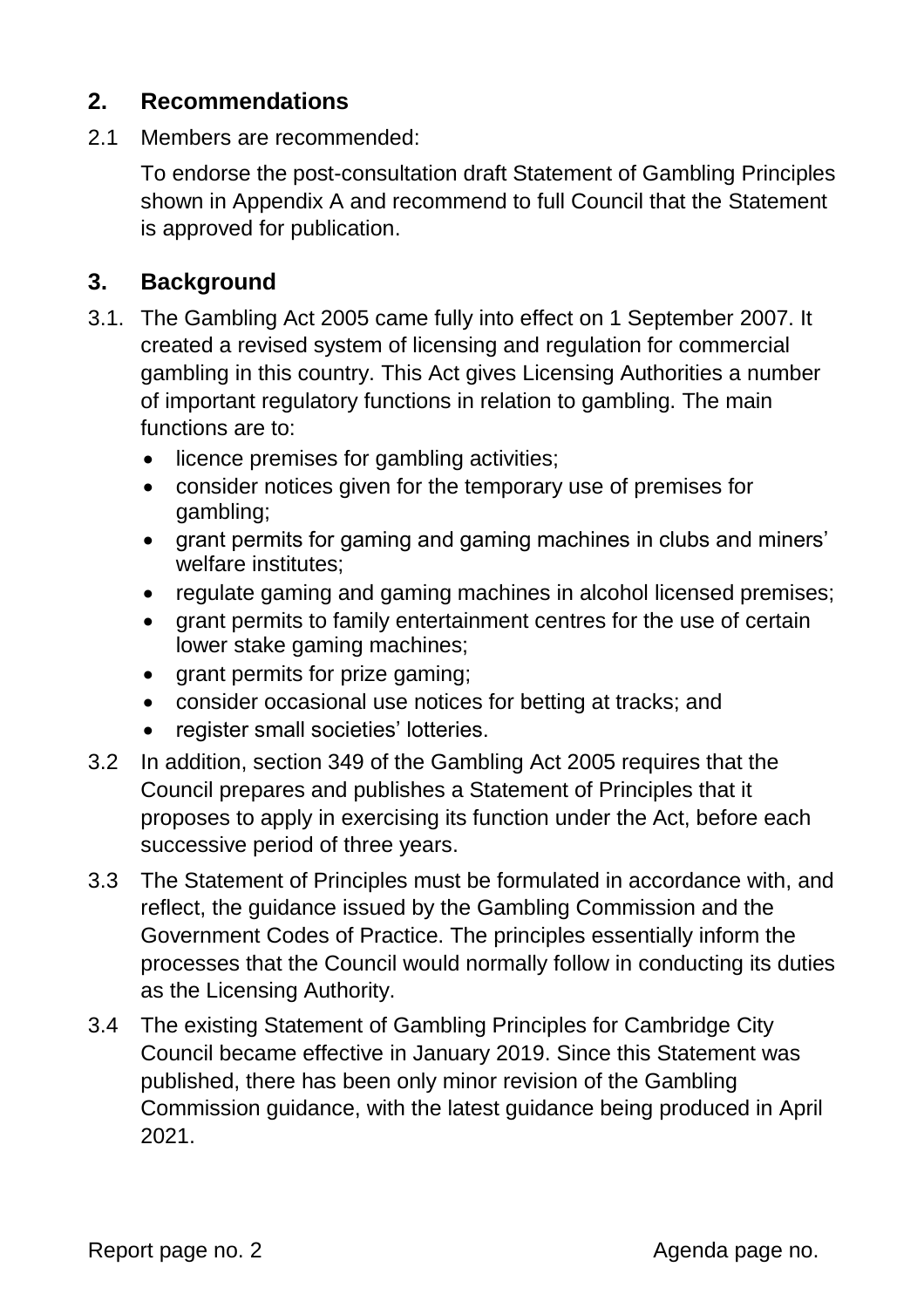## 2. Recommendations

2.1 Members are recommended:

To endorse the post-consultation draft Statement of Gambling Principles shown in Appendix A and recommend to full Council that the Statement is approved for publication.

## 3. Background

3.1. The Gambling Act 2005 came fully into effect on 1 September 2007. It created a revised system of licensing and regulation for commercial gambling in this country. This Act gives Licensing Authorities a number of important regulatory functions in relation to gambling. The main functions are to:

- licence premises for gambling activities;
- consider notices given for the temporary use of premises for gambling;
- grant permits for gaming and gaming machines in clubs and miners' welfare institutes;
- regulate gaming and gaming machines in alcohol licensed premises;
- grant permits to family entertainment centres for the use of certain lower stake gaming machines;
- grant permits for prize gaming;
- consider occasional use notices for betting at tracks; and
- register small societies' lotteries.

3.2 In addition, section 349 of the Gambling Act 2005 requires that the Council prepares and publishes a Statement of Principles that it proposes to apply in exercising its function under the Act, before each successive period of three years.

3.3 The Statement of Principles must be formulated in accordance with, and reflect, the guidance issued by the Gambling Commission and the Government Codes of Practice. The principles essentially inform the processes that the Council would normally follow in conducting its duties as the Licensing Authority.

3.4 The existing Statement of Gambling Principles for Cambridge City Council became effective in January 2019. Since this Statement was published, there has been only minor revision of the Gambling Commission guidance, with the latest guidance being produced in April 2021.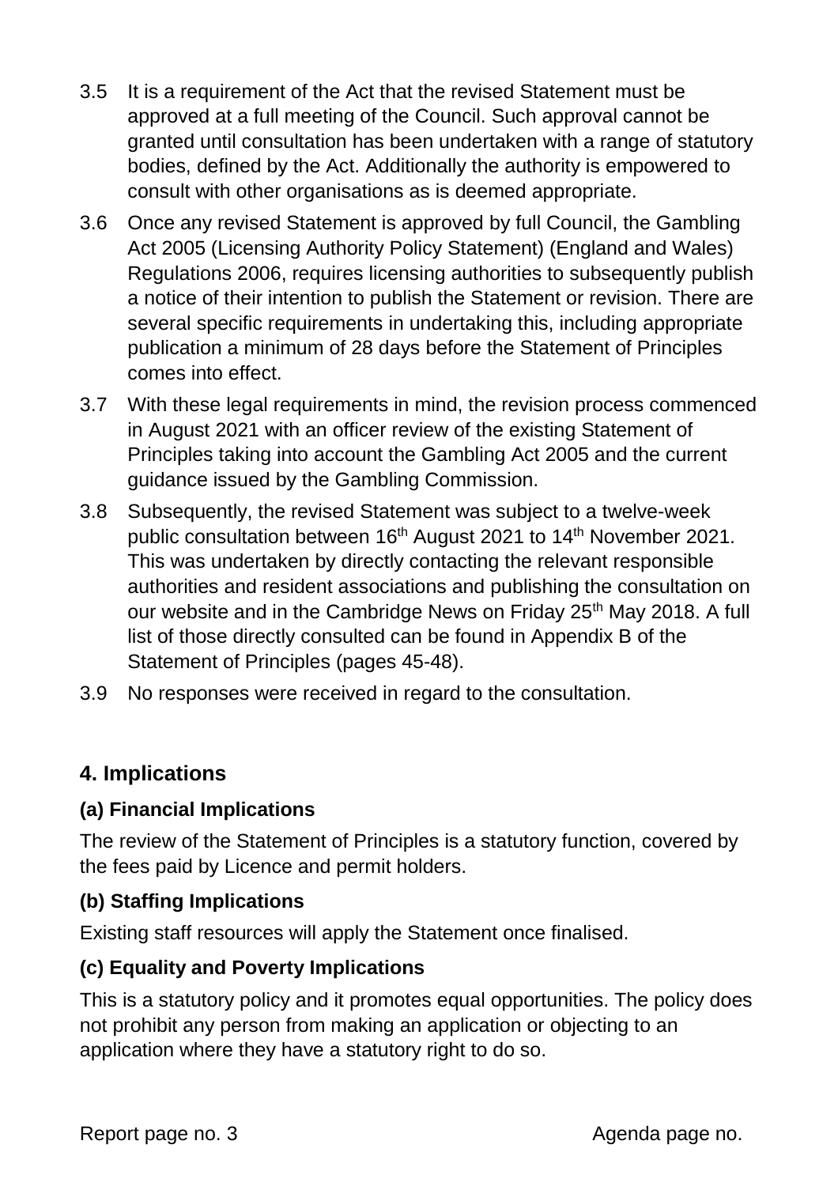3.5 It is a requirement of the Act that the revised Statement must be approved at a full meeting of the Council. Such approval cannot be granted until consultation has been undertaken with a range of statutory bodies, defined by the Act. Additionally the authority is empowered to consult with other organisations as is deemed appropriate.

3.6 Once any revised Statement is approved by full Council, the Gambling Act 2005 (Licensing Authority Policy Statement) (England and Wales) Regulations 2006, requires licensing authorities to subsequently publish a notice of their intention to publish the Statement or revision. There are several specific requirements in undertaking this, including appropriate publication a minimum of 28 days before the Statement of Principles comes into effect.

3.7 With these legal requirements in mind, the revision process commenced in August 2021 with an officer review of the existing Statement of Principles taking into account the Gambling Act 2005 and the current guidance issued by the Gambling Commission.

3.8 Subsequently, the revised Statement was subject to a twelve-week public consultation between 16th August 2021 to 14th November 2021. This was undertaken by directly contacting the relevant responsible authorities and resident associations and publishing the consultation on our website and in the Cambridge News on Friday 25th May 2018. A full list of those directly consulted can be found in Appendix B of the Statement of Principles (pages 45-48).

3.9 No responses were received in regard to the consultation.

## 4. Implications

### (a) Financial Implications

The review of the Statement of Principles is a statutory function, covered by the fees paid by Licence and permit holders.

### (b) Staffing Implications

Existing staff resources will apply the Statement once finalised.

### (c) Equality and Poverty Implications

This is a statutory policy and it promotes equal opportunities. The policy does not prohibit any person from making an application or objecting to an application where they have a statutory right to do so.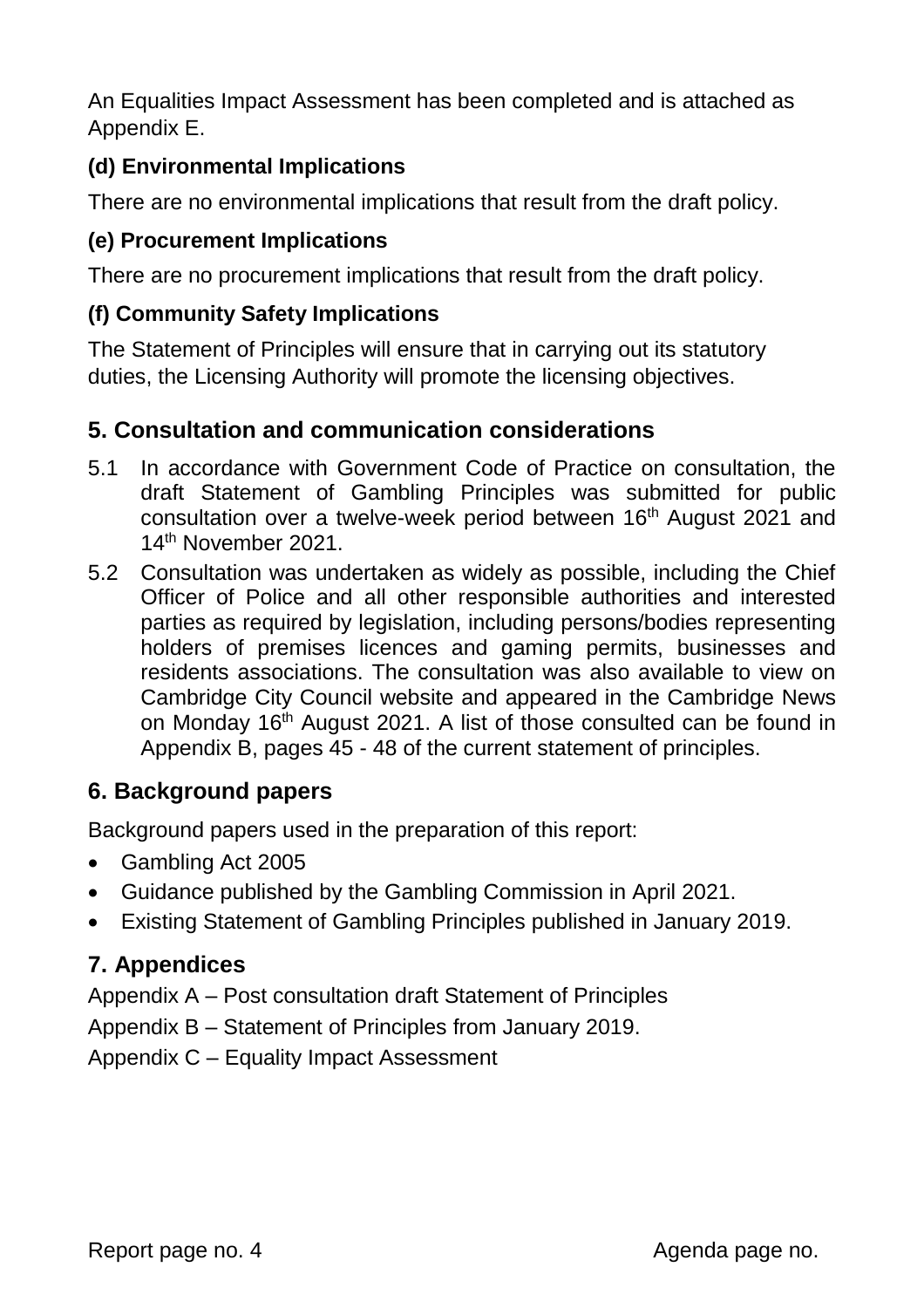An Equalities Impact Assessment has been completed and is attached as Appendix E.

### (d) Environmental Implications

There are no environmental implications that result from the draft policy.

### (e) Procurement Implications

There are no procurement implications that result from the draft policy.

### (f) Community Safety Implications

The Statement of Principles will ensure that in carrying out its statutory duties, the Licensing Authority will promote the licensing objectives.

## 5. Consultation and communication considerations

5.1 In accordance with Government Code of Practice on consultation, the draft Statement of Gambling Principles was submitted for public consultation over a twelve-week period between 16th August 2021 and 14th November 2021.

5.2 Consultation was undertaken as widely as possible, including the Chief Officer of Police and all other responsible authorities and interested parties as required by legislation, including persons/bodies representing holders of premises licences and gaming permits, businesses and residents associations. The consultation was also available to view on Cambridge City Council website and appeared in the Cambridge News on Monday 16th August 2021. A list of those consulted can be found in Appendix B, pages 45 - 48 of the current statement of principles.

## 6. Background papers

Background papers used in the preparation of this report:

- Gambling Act 2005
- Guidance published by the Gambling Commission in April 2021.
- Existing Statement of Gambling Principles published in January 2019.

## 7. Appendices

Appendix A – Post consultation draft Statement of Principles

Appendix B – Statement of Principles from January 2019.

Appendix C – Equality Impact Assessment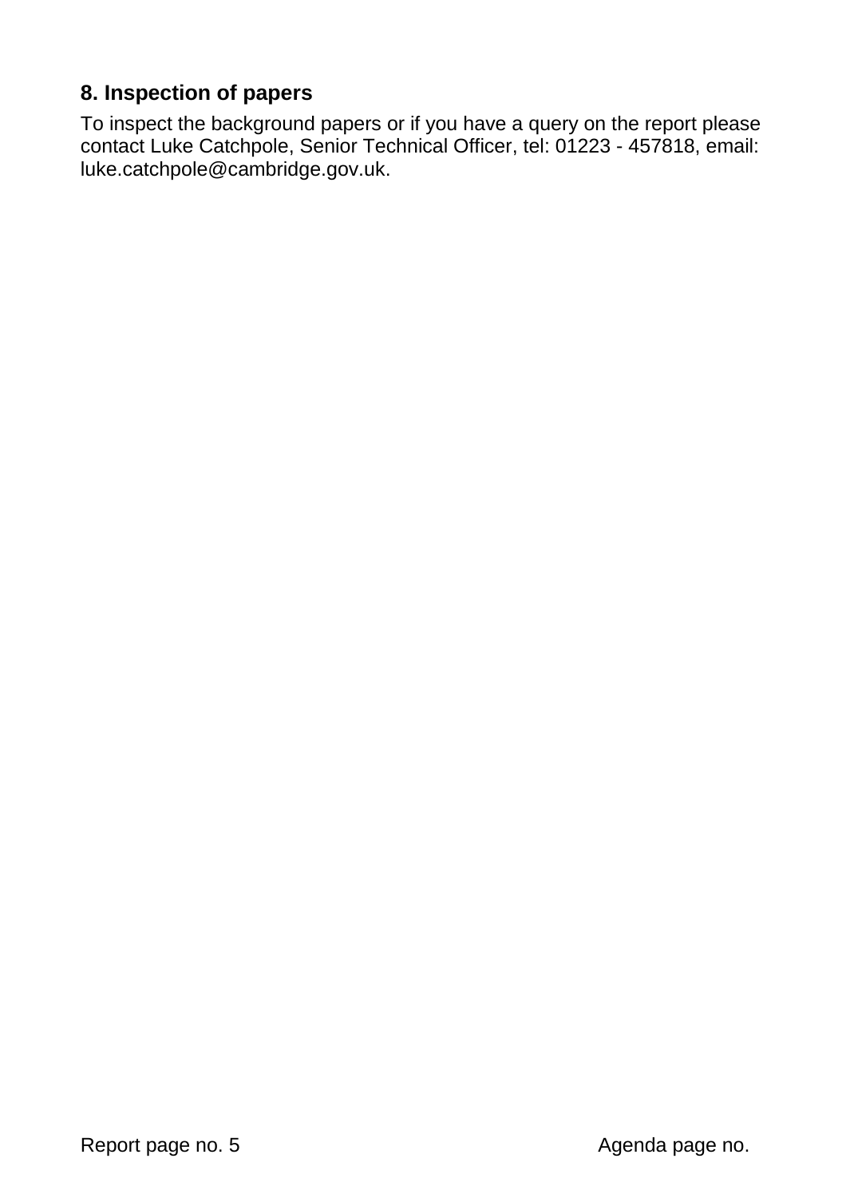## 8. Inspection of papers

To inspect the background papers or if you have a query on the report please contact Luke Catchpole, Senior Technical Officer, tel: 01223 - 457818, email: luke.catchpole@cambridge.gov.uk.